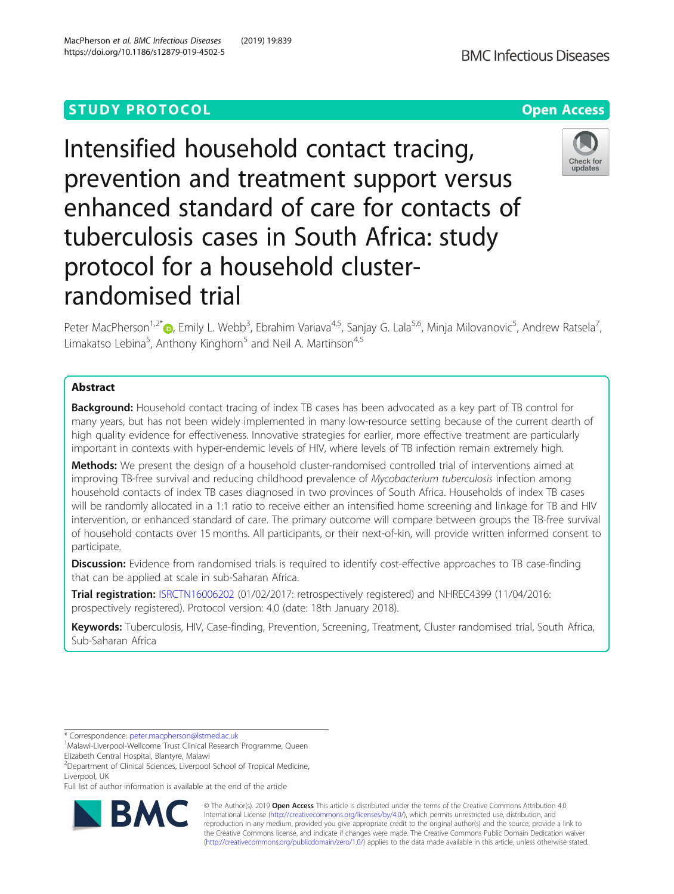STUDY PROTOCOL

Open Access

# Intensified household contact tracing, prevention and treatment support versus enhanced standard of care for contacts of tuberculosis cases in South Africa: study protocol for a household cluster-randomised trial

Peter MacPherson[1,2*], Emily L. Webb[3], Ebrahim Variava[4,5], Sanjay G. Lala[5,6], Minja Milovanovic[5], Andrew Ratsela[7], Limakatso Lebina[5], Anthony Kinghorn[5] and Neil A. Martinson[4,5]

## Abstract

**Background:** Household contact tracing of index TB cases has been advocated as a key part of TB control for many years, but has not been widely implemented in many low-resource setting because of the current dearth of high quality evidence for effectiveness. Innovative strategies for earlier, more effective treatment are particularly important in contexts with hyper-endemic levels of HIV, where levels of TB infection remain extremely high.

**Methods:** We present the design of a household cluster-randomised controlled trial of interventions aimed at improving TB-free survival and reducing childhood prevalence of *Mycobacterium tuberculosis* infection among household contacts of index TB cases diagnosed in two provinces of South Africa. Households of index TB cases will be randomly allocated in a 1:1 ratio to receive either an intensified home screening and linkage for TB and HIV intervention, or enhanced standard of care. The primary outcome will compare between groups the TB-free survival of household contacts over 15 months. All participants, or their next-of-kin, will provide written informed consent to participate.

**Discussion:** Evidence from randomised trials is required to identify cost-effective approaches to TB case-finding that can be applied at scale in sub-Saharan Africa.

**Trial registration:** ISRCTN16006202 (01/02/2017: retrospectively registered) and NHREC4399 (11/04/2016: prospectively registered). Protocol version: 4.0 (date: 18th January 2018).

**Keywords:** Tuberculosis, HIV, Case-finding, Prevention, Screening, Treatment, Cluster randomised trial, South Africa, Sub-Saharan Africa

---

* Correspondence: peter.macpherson@lstmed.ac.uk

[1]Malawi-Liverpool-Wellcome Trust Clinical Research Programme, Queen Elizabeth Central Hospital, Blantyre, Malawi

[2]Department of Clinical Sciences, Liverpool School of Tropical Medicine, Liverpool, UK

Full list of author information is available at the end of the article

© The Author(s). 2019 **Open Access** This article is distributed under the terms of the Creative Commons Attribution 4.0 International License (http://creativecommons.org/licenses/by/4.0/), which permits unrestricted use, distribution, and reproduction in any medium, provided you give appropriate credit to the original author(s) and the source, provide a link to the Creative Commons license, and indicate if changes were made. The Creative Commons Public Domain Dedication waiver (http://creativecommons.org/publicdomain/zero/1.0/) applies to the data made available in this article, unless otherwise stated.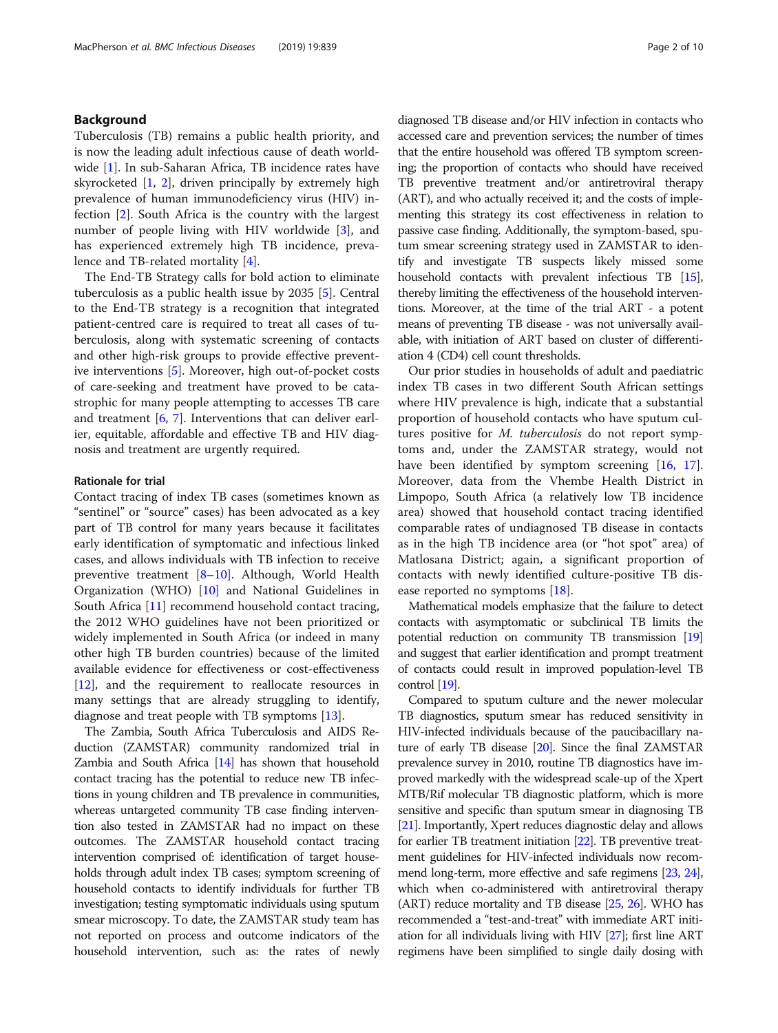## Background

Tuberculosis (TB) remains a public health priority, and is now the leading adult infectious cause of death worldwide [1]. In sub-Saharan Africa, TB incidence rates have skyrocketed [1, 2], driven principally by extremely high prevalence of human immunodeficiency virus (HIV) infection [2]. South Africa is the country with the largest number of people living with HIV worldwide [3], and has experienced extremely high TB incidence, prevalence and TB-related mortality [4].

The End-TB Strategy calls for bold action to eliminate tuberculosis as a public health issue by 2035 [5]. Central to the End-TB strategy is a recognition that integrated patient-centred care is required to treat all cases of tuberculosis, along with systematic screening of contacts and other high-risk groups to provide effective preventive interventions [5]. Moreover, high out-of-pocket costs of care-seeking and treatment have proved to be catastrophic for many people attempting to accesses TB care and treatment [6, 7]. Interventions that can deliver earlier, equitable, affordable and effective TB and HIV diagnosis and treatment are urgently required.

### Rationale for trial

Contact tracing of index TB cases (sometimes known as "sentinel" or "source" cases) has been advocated as a key part of TB control for many years because it facilitates early identification of symptomatic and infectious linked cases, and allows individuals with TB infection to receive preventive treatment [8–10]. Although, World Health Organization (WHO) [10] and National Guidelines in South Africa [11] recommend household contact tracing, the 2012 WHO guidelines have not been prioritized or widely implemented in South Africa (or indeed in many other high TB burden countries) because of the limited available evidence for effectiveness or cost-effectiveness [12], and the requirement to reallocate resources in many settings that are already struggling to identify, diagnose and treat people with TB symptoms [13].

The Zambia, South Africa Tuberculosis and AIDS Reduction (ZAMSTAR) community randomized trial in Zambia and South Africa [14] has shown that household contact tracing has the potential to reduce new TB infections in young children and TB prevalence in communities, whereas untargeted community TB case finding intervention also tested in ZAMSTAR had no impact on these outcomes. The ZAMSTAR household contact tracing intervention comprised of: identification of target households through adult index TB cases; symptom screening of household contacts to identify individuals for further TB investigation; testing symptomatic individuals using sputum smear microscopy. To date, the ZAMSTAR study team has not reported on process and outcome indicators of the household intervention, such as: the rates of newly diagnosed TB disease and/or HIV infection in contacts who accessed care and prevention services; the number of times that the entire household was offered TB symptom screening; the proportion of contacts who should have received TB preventive treatment and/or antiretroviral therapy (ART), and who actually received it; and the costs of implementing this strategy its cost effectiveness in relation to passive case finding. Additionally, the symptom-based, sputum smear screening strategy used in ZAMSTAR to identify and investigate TB suspects likely missed some household contacts with prevalent infectious TB [15], thereby limiting the effectiveness of the household interventions. Moreover, at the time of the trial ART - a potent means of preventing TB disease - was not universally available, with initiation of ART based on cluster of differentiation 4 (CD4) cell count thresholds.

Our prior studies in households of adult and paediatric index TB cases in two different South African settings where HIV prevalence is high, indicate that a substantial proportion of household contacts who have sputum cultures positive for *M. tuberculosis* do not report symptoms and, under the ZAMSTAR strategy, would not have been identified by symptom screening [16, 17]. Moreover, data from the Vhembe Health District in Limpopo, South Africa (a relatively low TB incidence area) showed that household contact tracing identified comparable rates of undiagnosed TB disease in contacts as in the high TB incidence area (or "hot spot" area) of Matlosana District; again, a significant proportion of contacts with newly identified culture-positive TB disease reported no symptoms [18].

Mathematical models emphasize that the failure to detect contacts with asymptomatic or subclinical TB limits the potential reduction on community TB transmission [19] and suggest that earlier identification and prompt treatment of contacts could result in improved population-level TB control [19].

Compared to sputum culture and the newer molecular TB diagnostics, sputum smear has reduced sensitivity in HIV-infected individuals because of the paucibacillary nature of early TB disease [20]. Since the final ZAMSTAR prevalence survey in 2010, routine TB diagnostics have improved markedly with the widespread scale-up of the Xpert MTB/Rif molecular TB diagnostic platform, which is more sensitive and specific than sputum smear in diagnosing TB [21]. Importantly, Xpert reduces diagnostic delay and allows for earlier TB treatment initiation [22]. TB preventive treatment guidelines for HIV-infected individuals now recommend long-term, more effective and safe regimens [23, 24], which when co-administered with antiretroviral therapy (ART) reduce mortality and TB disease [25, 26]. WHO has recommended a "test-and-treat" with immediate ART initiation for all individuals living with HIV [27]; first line ART regimens have been simplified to single daily dosing with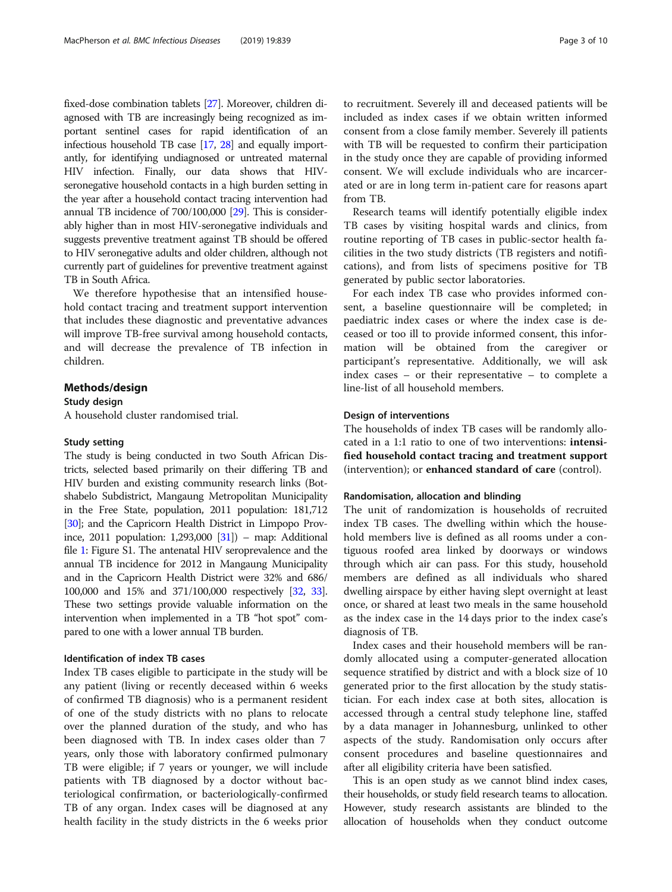fixed-dose combination tablets [27]. Moreover, children diagnosed with TB are increasingly being recognized as important sentinel cases for rapid identification of an infectious household TB case [17, 28] and equally importantly, for identifying undiagnosed or untreated maternal HIV infection. Finally, our data shows that HIV-seronegative household contacts in a high burden setting in the year after a household contact tracing intervention had annual TB incidence of 700/100,000 [29]. This is considerably higher than in most HIV-seronegative individuals and suggests preventive treatment against TB should be offered to HIV seronegative adults and older children, although not currently part of guidelines for preventive treatment against TB in South Africa.

We therefore hypothesise that an intensified household contact tracing and treatment support intervention that includes these diagnostic and preventative advances will improve TB-free survival among household contacts, and will decrease the prevalence of TB infection in children.

## Methods/design

### Study design

A household cluster randomised trial.

### Study setting

The study is being conducted in two South African Districts, selected based primarily on their differing TB and HIV burden and existing community research links (Botshabelo Subdistrict, Mangaung Metropolitan Municipality in the Free State, population, 2011 population: 181,712 [30]; and the Capricorn Health District in Limpopo Province, 2011 population: 1,293,000 [31]) – map: Additional file 1: Figure S1. The antenatal HIV seroprevalence and the annual TB incidence for 2012 in Mangaung Municipality and in the Capricorn Health District were 32% and 686/100,000 and 15% and 371/100,000 respectively [32, 33]. These two settings provide valuable information on the intervention when implemented in a TB "hot spot" compared to one with a lower annual TB burden.

### Identification of index TB cases

Index TB cases eligible to participate in the study will be any patient (living or recently deceased within 6 weeks of confirmed TB diagnosis) who is a permanent resident of one of the study districts with no plans to relocate over the planned duration of the study, and who has been diagnosed with TB. In index cases older than 7 years, only those with laboratory confirmed pulmonary TB were eligible; if 7 years or younger, we will include patients with TB diagnosed by a doctor without bacteriological confirmation, or bacteriologically-confirmed TB of any organ. Index cases will be diagnosed at any health facility in the study districts in the 6 weeks prior to recruitment. Severely ill and deceased patients will be included as index cases if we obtain written informed consent from a close family member. Severely ill patients with TB will be requested to confirm their participation in the study once they are capable of providing informed consent. We will exclude individuals who are incarcerated or are in long term in-patient care for reasons apart from TB.

Research teams will identify potentially eligible index TB cases by visiting hospital wards and clinics, from routine reporting of TB cases in public-sector health facilities in the two study districts (TB registers and notifications), and from lists of specimens positive for TB generated by public sector laboratories.

For each index TB case who provides informed consent, a baseline questionnaire will be completed; in paediatric index cases or where the index case is deceased or too ill to provide informed consent, this information will be obtained from the caregiver or participant's representative. Additionally, we will ask index cases – or their representative – to complete a line-list of all household members.

### Design of interventions

The households of index TB cases will be randomly allocated in a 1:1 ratio to one of two interventions: **intensified household contact tracing and treatment support** (intervention); or **enhanced standard of care** (control).

### Randomisation, allocation and blinding

The unit of randomization is households of recruited index TB cases. The dwelling within which the household members live is defined as all rooms under a contiguous roofed area linked by doorways or windows through which air can pass. For this study, household members are defined as all individuals who shared dwelling airspace by either having slept overnight at least once, or shared at least two meals in the same household as the index case in the 14 days prior to the index case's diagnosis of TB.

Index cases and their household members will be randomly allocated using a computer-generated allocation sequence stratified by district and with a block size of 10 generated prior to the first allocation by the study statistician. For each index case at both sites, allocation is accessed through a central study telephone line, staffed by a data manager in Johannesburg, unlinked to other aspects of the study. Randomisation only occurs after consent procedures and baseline questionnaires and after all eligibility criteria have been satisfied.

This is an open study as we cannot blind index cases, their households, or study field research teams to allocation. However, study research assistants are blinded to the allocation of households when they conduct outcome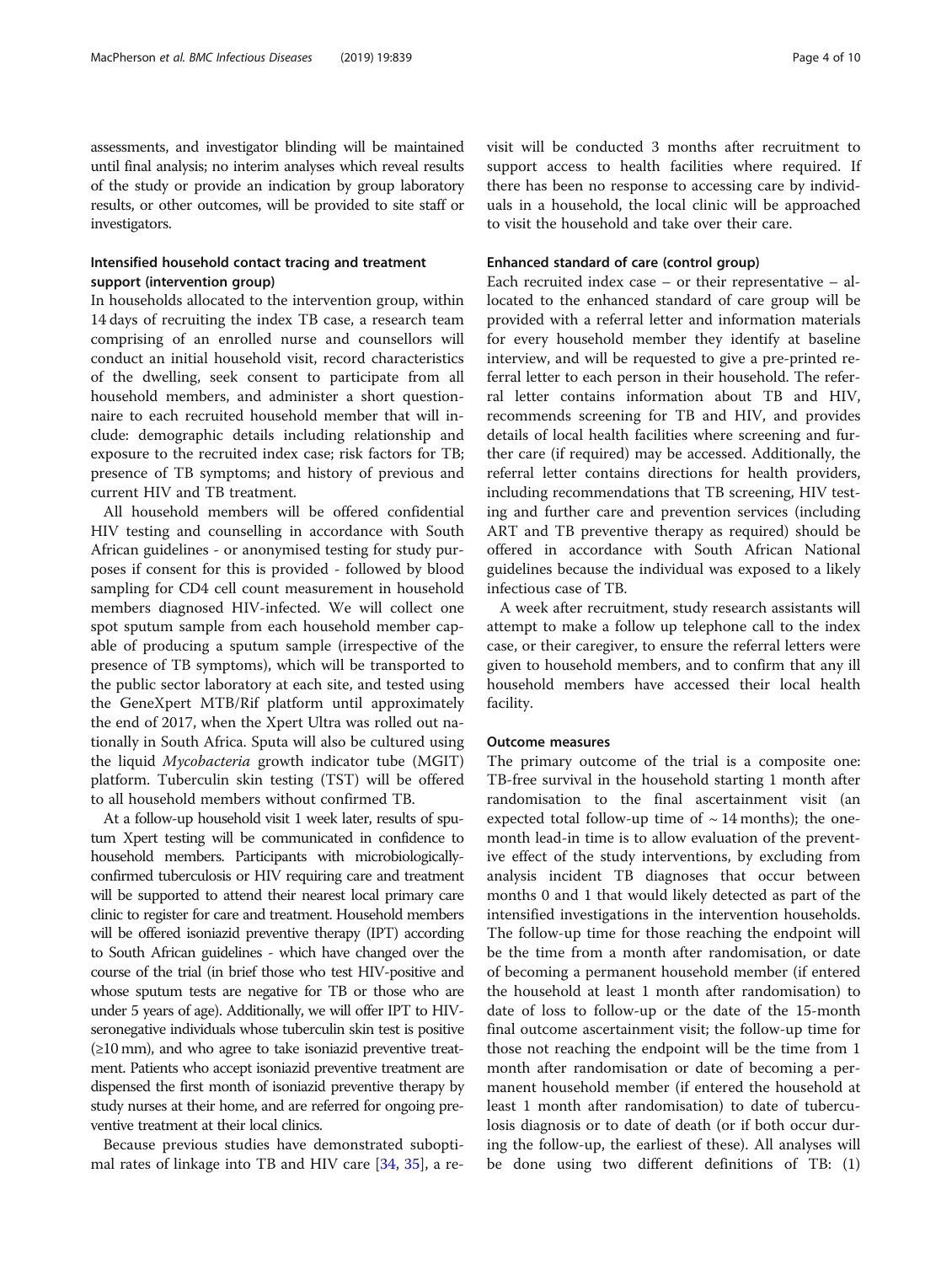assessments, and investigator blinding will be maintained until final analysis; no interim analyses which reveal results of the study or provide an indication by group laboratory results, or other outcomes, will be provided to site staff or investigators.

### Intensified household contact tracing and treatment support (intervention group)

In households allocated to the intervention group, within 14 days of recruiting the index TB case, a research team comprising of an enrolled nurse and counsellors will conduct an initial household visit, record characteristics of the dwelling, seek consent to participate from all household members, and administer a short questionnaire to each recruited household member that will include: demographic details including relationship and exposure to the recruited index case; risk factors for TB; presence of TB symptoms; and history of previous and current HIV and TB treatment.

All household members will be offered confidential HIV testing and counselling in accordance with South African guidelines - or anonymised testing for study purposes if consent for this is provided - followed by blood sampling for CD4 cell count measurement in household members diagnosed HIV-infected. We will collect one spot sputum sample from each household member capable of producing a sputum sample (irrespective of the presence of TB symptoms), which will be transported to the public sector laboratory at each site, and tested using the GeneXpert MTB/Rif platform until approximately the end of 2017, when the Xpert Ultra was rolled out nationally in South Africa. Sputa will also be cultured using the liquid *Mycobacteria* growth indicator tube (MGIT) platform. Tuberculin skin testing (TST) will be offered to all household members without confirmed TB.

At a follow-up household visit 1 week later, results of sputum Xpert testing will be communicated in confidence to household members. Participants with microbiologically-confirmed tuberculosis or HIV requiring care and treatment will be supported to attend their nearest local primary care clinic to register for care and treatment. Household members will be offered isoniazid preventive therapy (IPT) according to South African guidelines - which have changed over the course of the trial (in brief those who test HIV-positive and whose sputum tests are negative for TB or those who are under 5 years of age). Additionally, we will offer IPT to HIV-seronegative individuals whose tuberculin skin test is positive (≥10 mm), and who agree to take isoniazid preventive treatment. Patients who accept isoniazid preventive treatment are dispensed the first month of isoniazid preventive therapy by study nurses at their home, and are referred for ongoing preventive treatment at their local clinics.

Because previous studies have demonstrated suboptimal rates of linkage into TB and HIV care [34, 35], a revisit will be conducted 3 months after recruitment to support access to health facilities where required. If there has been no response to accessing care by individuals in a household, the local clinic will be approached to visit the household and take over their care.

### Enhanced standard of care (control group)

Each recruited index case – or their representative – allocated to the enhanced standard of care group will be provided with a referral letter and information materials for every household member they identify at baseline interview, and will be requested to give a pre-printed referral letter to each person in their household. The referral letter contains information about TB and HIV, recommends screening for TB and HIV, and provides details of local health facilities where screening and further care (if required) may be accessed. Additionally, the referral letter contains directions for health providers, including recommendations that TB screening, HIV testing and further care and prevention services (including ART and TB preventive therapy as required) should be offered in accordance with South African National guidelines because the individual was exposed to a likely infectious case of TB.

A week after recruitment, study research assistants will attempt to make a follow up telephone call to the index case, or their caregiver, to ensure the referral letters were given to household members, and to confirm that any ill household members have accessed their local health facility.

### Outcome measures

The primary outcome of the trial is a composite one: TB-free survival in the household starting 1 month after randomisation to the final ascertainment visit (an expected total follow-up time of ~ 14 months); the one-month lead-in time is to allow evaluation of the preventive effect of the study interventions, by excluding from analysis incident TB diagnoses that occur between months 0 and 1 that would likely detected as part of the intensified investigations in the intervention households. The follow-up time for those reaching the endpoint will be the time from a month after randomisation, or date of becoming a permanent household member (if entered the household at least 1 month after randomisation) to date of loss to follow-up or the date of the 15-month final outcome ascertainment visit; the follow-up time for those not reaching the endpoint will be the time from 1 month after randomisation or date of becoming a permanent household member (if entered the household at least 1 month after randomisation) to date of tuberculosis diagnosis or to date of death (or if both occur during the follow-up, the earliest of these). All analyses will be done using two different definitions of TB: (1)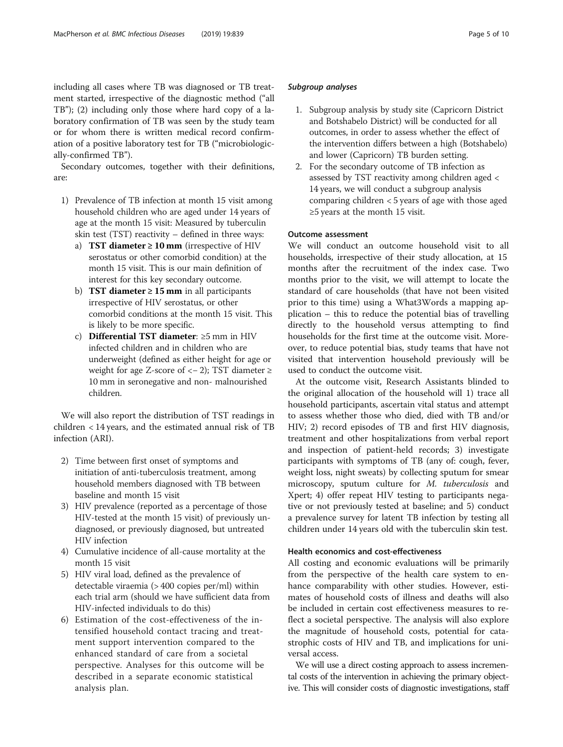including all cases where TB was diagnosed or TB treatment started, irrespective of the diagnostic method ("all TB"); (2) including only those where hard copy of a laboratory confirmation of TB was seen by the study team or for whom there is written medical record confirmation of a positive laboratory test for TB ("microbiologically-confirmed TB").

Secondary outcomes, together with their definitions, are:

1) Prevalence of TB infection at month 15 visit among household children who are aged under 14 years of age at the month 15 visit: Measured by tuberculin skin test (TST) reactivity – defined in three ways:
   a) **TST diameter ≥ 10 mm** (irrespective of HIV serostatus or other comorbid condition) at the month 15 visit. This is our main definition of interest for this key secondary outcome.
   b) **TST diameter ≥ 15 mm** in all participants irrespective of HIV serostatus, or other comorbid conditions at the month 15 visit. This is likely to be more specific.
   c) **Differential TST diameter**: ≥5 mm in HIV infected children and in children who are underweight (defined as either height for age or weight for age Z-score of <− 2); TST diameter ≥ 10 mm in seronegative and non- malnourished children.

We will also report the distribution of TST readings in children < 14 years, and the estimated annual risk of TB infection (ARI).

2) Time between first onset of symptoms and initiation of anti-tuberculosis treatment, among household members diagnosed with TB between baseline and month 15 visit
3) HIV prevalence (reported as a percentage of those HIV-tested at the month 15 visit) of previously undiagnosed, or previously diagnosed, but untreated HIV infection
4) Cumulative incidence of all-cause mortality at the month 15 visit
5) HIV viral load, defined as the prevalence of detectable viraemia (> 400 copies per/ml) within each trial arm (should we have sufficient data from HIV-infected individuals to do this)
6) Estimation of the cost-effectiveness of the intensified household contact tracing and treatment support intervention compared to the enhanced standard of care from a societal perspective. Analyses for this outcome will be described in a separate economic statistical analysis plan.

#### Subgroup analyses

1. Subgroup analysis by study site (Capricorn District and Botshabelo District) will be conducted for all outcomes, in order to assess whether the effect of the intervention differs between a high (Botshabelo) and lower (Capricorn) TB burden setting.
2. For the secondary outcome of TB infection as assessed by TST reactivity among children aged < 14 years, we will conduct a subgroup analysis comparing children < 5 years of age with those aged ≥5 years at the month 15 visit.

### Outcome assessment

We will conduct an outcome household visit to all households, irrespective of their study allocation, at 15 months after the recruitment of the index case. Two months prior to the visit, we will attempt to locate the standard of care households (that have not been visited prior to this time) using a What3Words a mapping application – this to reduce the potential bias of travelling directly to the household versus attempting to find households for the first time at the outcome visit. Moreover, to reduce potential bias, study teams that have not visited that intervention household previously will be used to conduct the outcome visit.

At the outcome visit, Research Assistants blinded to the original allocation of the household will 1) trace all household participants, ascertain vital status and attempt to assess whether those who died, died with TB and/or HIV; 2) record episodes of TB and first HIV diagnosis, treatment and other hospitalizations from verbal report and inspection of patient-held records; 3) investigate participants with symptoms of TB (any of: cough, fever, weight loss, night sweats) by collecting sputum for smear microscopy, sputum culture for *M. tuberculosis* and Xpert; 4) offer repeat HIV testing to participants negative or not previously tested at baseline; and 5) conduct a prevalence survey for latent TB infection by testing all children under 14 years old with the tuberculin skin test.

### Health economics and cost-effectiveness

All costing and economic evaluations will be primarily from the perspective of the health care system to enhance comparability with other studies. However, estimates of household costs of illness and deaths will also be included in certain cost effectiveness measures to reflect a societal perspective. The analysis will also explore the magnitude of household costs, potential for catastrophic costs of HIV and TB, and implications for universal access.

We will use a direct costing approach to assess incremental costs of the intervention in achieving the primary objective. This will consider costs of diagnostic investigations, staff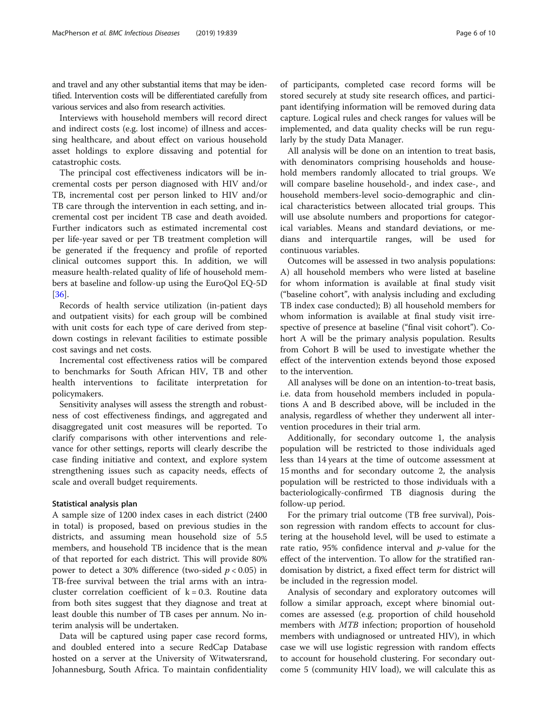and travel and any other substantial items that may be identified. Intervention costs will be differentiated carefully from various services and also from research activities.

Interviews with household members will record direct and indirect costs (e.g. lost income) of illness and accessing healthcare, and about effect on various household asset holdings to explore dissaving and potential for catastrophic costs.

The principal cost effectiveness indicators will be incremental costs per person diagnosed with HIV and/or TB, incremental cost per person linked to HIV and/or TB care through the intervention in each setting, and incremental cost per incident TB case and death avoided. Further indicators such as estimated incremental cost per life-year saved or per TB treatment completion will be generated if the frequency and profile of reported clinical outcomes support this. In addition, we will measure health-related quality of life of household members at baseline and follow-up using the EuroQol EQ-5D [36].

Records of health service utilization (in-patient days and outpatient visits) for each group will be combined with unit costs for each type of care derived from step-down costings in relevant facilities to estimate possible cost savings and net costs.

Incremental cost effectiveness ratios will be compared to benchmarks for South African HIV, TB and other health interventions to facilitate interpretation for policymakers.

Sensitivity analyses will assess the strength and robustness of cost effectiveness findings, and aggregated and disaggregated unit cost measures will be reported. To clarify comparisons with other interventions and relevance for other settings, reports will clearly describe the case finding initiative and context, and explore system strengthening issues such as capacity needs, effects of scale and overall budget requirements.

### Statistical analysis plan

A sample size of 1200 index cases in each district (2400 in total) is proposed, based on previous studies in the districts, and assuming mean household size of 5.5 members, and household TB incidence that is the mean of that reported for each district. This will provide 80% power to detect a 30% difference (two-sided $p < 0.05$) in TB-free survival between the trial arms with an intra-cluster correlation coefficient of $k = 0.3$. Routine data from both sites suggest that they diagnose and treat at least double this number of TB cases per annum. No interim analysis will be undertaken.

Data will be captured using paper case record forms, and doubled entered into a secure RedCap Database hosted on a server at the University of Witwatersrand, Johannesburg, South Africa. To maintain confidentiality of participants, completed case record forms will be stored securely at study site research offices, and participant identifying information will be removed during data capture. Logical rules and check ranges for values will be implemented, and data quality checks will be run regularly by the study Data Manager.

All analysis will be done on an intention to treat basis, with denominators comprising households and household members randomly allocated to trial groups. We will compare baseline household-, and index case-, and household members-level socio-demographic and clinical characteristics between allocated trial groups. This will use absolute numbers and proportions for categorical variables. Means and standard deviations, or medians and interquartile ranges, will be used for continuous variables.

Outcomes will be assessed in two analysis populations: A) all household members who were listed at baseline for whom information is available at final study visit ("baseline cohort", with analysis including and excluding TB index case conducted); B) all household members for whom information is available at final study visit irrespective of presence at baseline ("final visit cohort"). Cohort A will be the primary analysis population. Results from Cohort B will be used to investigate whether the effect of the intervention extends beyond those exposed to the intervention.

All analyses will be done on an intention-to-treat basis, i.e. data from household members included in populations A and B described above, will be included in the analysis, regardless of whether they underwent all intervention procedures in their trial arm.

Additionally, for secondary outcome 1, the analysis population will be restricted to those individuals aged less than 14 years at the time of outcome assessment at 15 months and for secondary outcome 2, the analysis population will be restricted to those individuals with a bacteriologically-confirmed TB diagnosis during the follow-up period.

For the primary trial outcome (TB free survival), Poisson regression with random effects to account for clustering at the household level, will be used to estimate a rate ratio, 95% confidence interval and $p$-value for the effect of the intervention. To allow for the stratified randomisation by district, a fixed effect term for district will be included in the regression model.

Analysis of secondary and exploratory outcomes will follow a similar approach, except where binomial outcomes are assessed (e.g. proportion of child household members with *MTB* infection; proportion of household members with undiagnosed or untreated HIV), in which case we will use logistic regression with random effects to account for household clustering. For secondary outcome 5 (community HIV load), we will calculate this as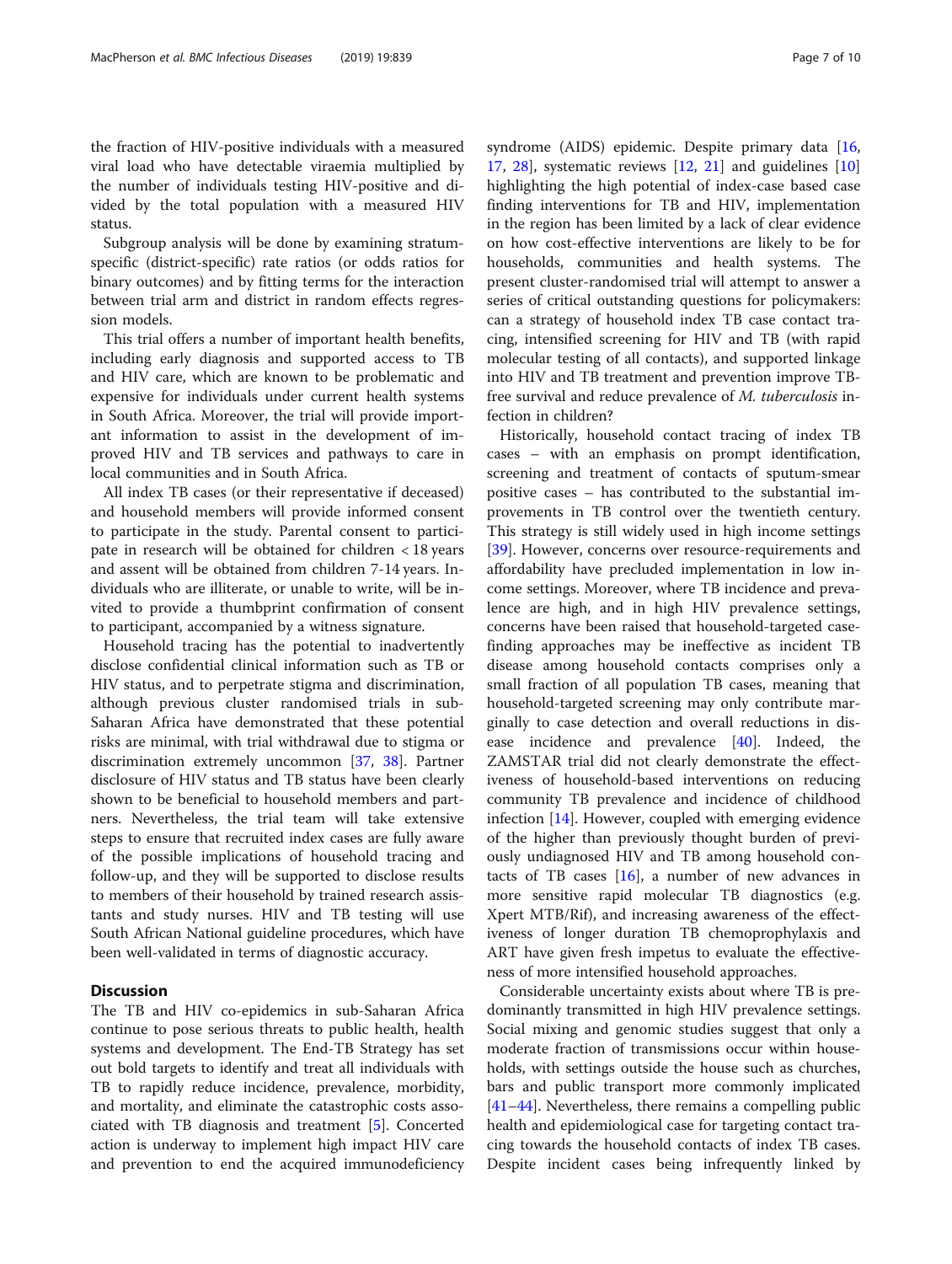the fraction of HIV-positive individuals with a measured viral load who have detectable viraemia multiplied by the number of individuals testing HIV-positive and divided by the total population with a measured HIV status.

Subgroup analysis will be done by examining stratum-specific (district-specific) rate ratios (or odds ratios for binary outcomes) and by fitting terms for the interaction between trial arm and district in random effects regression models.

This trial offers a number of important health benefits, including early diagnosis and supported access to TB and HIV care, which are known to be problematic and expensive for individuals under current health systems in South Africa. Moreover, the trial will provide important information to assist in the development of improved HIV and TB services and pathways to care in local communities and in South Africa.

All index TB cases (or their representative if deceased) and household members will provide informed consent to participate in the study. Parental consent to participate in research will be obtained for children < 18 years and assent will be obtained from children 7-14 years. Individuals who are illiterate, or unable to write, will be invited to provide a thumbprint confirmation of consent to participant, accompanied by a witness signature.

Household tracing has the potential to inadvertently disclose confidential clinical information such as TB or HIV status, and to perpetrate stigma and discrimination, although previous cluster randomised trials in sub-Saharan Africa have demonstrated that these potential risks are minimal, with trial withdrawal due to stigma or discrimination extremely uncommon [37, 38]. Partner disclosure of HIV status and TB status have been clearly shown to be beneficial to household members and partners. Nevertheless, the trial team will take extensive steps to ensure that recruited index cases are fully aware of the possible implications of household tracing and follow-up, and they will be supported to disclose results to members of their household by trained research assistants and study nurses. HIV and TB testing will use South African National guideline procedures, which have been well-validated in terms of diagnostic accuracy.

## Discussion

The TB and HIV co-epidemics in sub-Saharan Africa continue to pose serious threats to public health, health systems and development. The End-TB Strategy has set out bold targets to identify and treat all individuals with TB to rapidly reduce incidence, prevalence, morbidity, and mortality, and eliminate the catastrophic costs associated with TB diagnosis and treatment [5]. Concerted action is underway to implement high impact HIV care and prevention to end the acquired immunodeficiency syndrome (AIDS) epidemic. Despite primary data [16, 17, 28], systematic reviews [12, 21] and guidelines [10] highlighting the high potential of index-case based case finding interventions for TB and HIV, implementation in the region has been limited by a lack of clear evidence on how cost-effective interventions are likely to be for households, communities and health systems. The present cluster-randomised trial will attempt to answer a series of critical outstanding questions for policymakers: can a strategy of household index TB case contact tracing, intensified screening for HIV and TB (with rapid molecular testing of all contacts), and supported linkage into HIV and TB treatment and prevention improve TB-free survival and reduce prevalence of *M. tuberculosis* infection in children?

Historically, household contact tracing of index TB cases – with an emphasis on prompt identification, screening and treatment of contacts of sputum-smear positive cases – has contributed to the substantial improvements in TB control over the twentieth century. This strategy is still widely used in high income settings [39]. However, concerns over resource-requirements and affordability have precluded implementation in low income settings. Moreover, where TB incidence and prevalence are high, and in high HIV prevalence settings, concerns have been raised that household-targeted case-finding approaches may be ineffective as incident TB disease among household contacts comprises only a small fraction of all population TB cases, meaning that household-targeted screening may only contribute marginally to case detection and overall reductions in disease incidence and prevalence [40]. Indeed, the ZAMSTAR trial did not clearly demonstrate the effectiveness of household-based interventions on reducing community TB prevalence and incidence of childhood infection [14]. However, coupled with emerging evidence of the higher than previously thought burden of previously undiagnosed HIV and TB among household contacts of TB cases [16], a number of new advances in more sensitive rapid molecular TB diagnostics (e.g. Xpert MTB/Rif), and increasing awareness of the effectiveness of longer duration TB chemoprophylaxis and ART have given fresh impetus to evaluate the effectiveness of more intensified household approaches.

Considerable uncertainty exists about where TB is predominantly transmitted in high HIV prevalence settings. Social mixing and genomic studies suggest that only a moderate fraction of transmissions occur within households, with settings outside the house such as churches, bars and public transport more commonly implicated [41–44]. Nevertheless, there remains a compelling public health and epidemiological case for targeting contact tracing towards the household contacts of index TB cases. Despite incident cases being infrequently linked by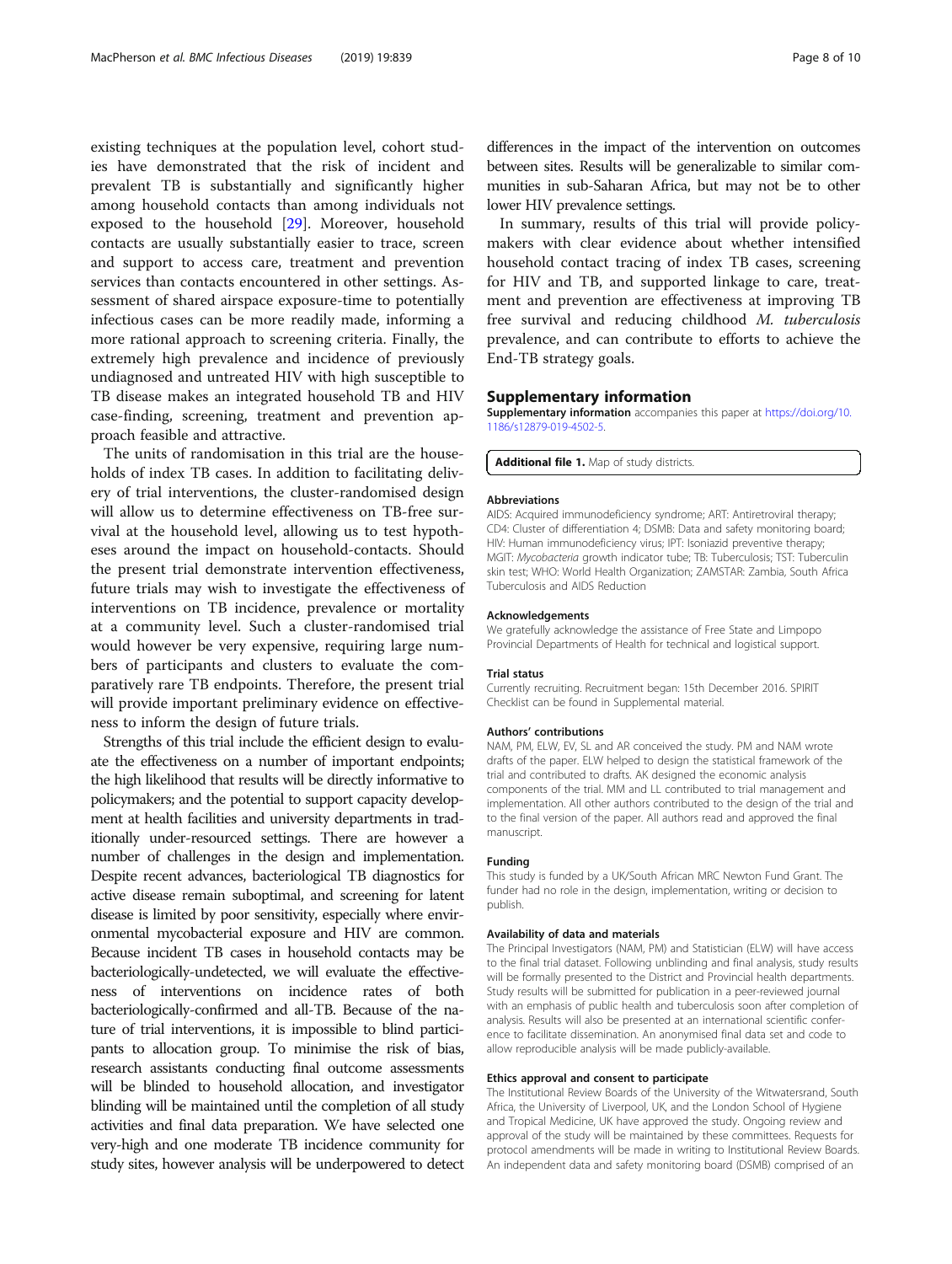existing techniques at the population level, cohort studies have demonstrated that the risk of incident and prevalent TB is substantially and significantly higher among household contacts than among individuals not exposed to the household [29]. Moreover, household contacts are usually substantially easier to trace, screen and support to access care, treatment and prevention services than contacts encountered in other settings. Assessment of shared airspace exposure-time to potentially infectious cases can be more readily made, informing a more rational approach to screening criteria. Finally, the extremely high prevalence and incidence of previously undiagnosed and untreated HIV with high susceptible to TB disease makes an integrated household TB and HIV case-finding, screening, treatment and prevention approach feasible and attractive.

The units of randomisation in this trial are the households of index TB cases. In addition to facilitating delivery of trial interventions, the cluster-randomised design will allow us to determine effectiveness on TB-free survival at the household level, allowing us to test hypotheses around the impact on household-contacts. Should the present trial demonstrate intervention effectiveness, future trials may wish to investigate the effectiveness of interventions on TB incidence, prevalence or mortality at a community level. Such a cluster-randomised trial would however be very expensive, requiring large numbers of participants and clusters to evaluate the comparatively rare TB endpoints. Therefore, the present trial will provide important preliminary evidence on effectiveness to inform the design of future trials.

Strengths of this trial include the efficient design to evaluate the effectiveness on a number of important endpoints; the high likelihood that results will be directly informative to policymakers; and the potential to support capacity development at health facilities and university departments in traditionally under-resourced settings. There are however a number of challenges in the design and implementation. Despite recent advances, bacteriological TB diagnostics for active disease remain suboptimal, and screening for latent disease is limited by poor sensitivity, especially where environmental mycobacterial exposure and HIV are common. Because incident TB cases in household contacts may be bacteriologically-undetected, we will evaluate the effectiveness of interventions on incidence rates of both bacteriologically-confirmed and all-TB. Because of the nature of trial interventions, it is impossible to blind participants to allocation group. To minimise the risk of bias, research assistants conducting final outcome assessments will be blinded to household allocation, and investigator blinding will be maintained until the completion of all study activities and final data preparation. We have selected one very-high and one moderate TB incidence community for study sites, however analysis will be underpowered to detect differences in the impact of the intervention on outcomes between sites. Results will be generalizable to similar communities in sub-Saharan Africa, but may not be to other lower HIV prevalence settings.

In summary, results of this trial will provide policy-makers with clear evidence about whether intensified household contact tracing of index TB cases, screening for HIV and TB, and supported linkage to care, treatment and prevention are effectiveness at improving TB free survival and reducing childhood *M. tuberculosis* prevalence, and can contribute to efforts to achieve the End-TB strategy goals.

## Supplementary information

**Supplementary information** accompanies this paper at https://doi.org/10.1186/s12879-019-4502-5.

**Additional file 1.** Map of study districts.

### Abbreviations

AIDS: Acquired immunodeficiency syndrome; ART: Antiretroviral therapy; CD4: Cluster of differentiation 4; DSMB: Data and safety monitoring board; HIV: Human immunodeficiency virus; IPT: Isoniazid preventive therapy; MGIT: *Mycobacteria* growth indicator tube; TB: Tuberculosis; TST: Tuberculin skin test; WHO: World Health Organization; ZAMSTAR: Zambia, South Africa Tuberculosis and AIDS Reduction

### Acknowledgements

We gratefully acknowledge the assistance of Free State and Limpopo Provincial Departments of Health for technical and logistical support.

### Trial status

Currently recruiting. Recruitment began: 15th December 2016. SPIRIT Checklist can be found in Supplemental material.

### Authors' contributions

NAM, PM, ELW, EV, SL and AR conceived the study. PM and NAM wrote drafts of the paper. ELW helped to design the statistical framework of the trial and contributed to drafts. AK designed the economic analysis components of the trial. MM and LL contributed to trial management and implementation. All other authors contributed to the design of the trial and to the final version of the paper. All authors read and approved the final manuscript.

### Funding

This study is funded by a UK/South African MRC Newton Fund Grant. The funder had no role in the design, implementation, writing or decision to publish.

### Availability of data and materials

The Principal Investigators (NAM, PM) and Statistician (ELW) will have access to the final trial dataset. Following unblinding and final analysis, study results will be formally presented to the District and Provincial health departments. Study results will be submitted for publication in a peer-reviewed journal with an emphasis of public health and tuberculosis soon after completion of analysis. Results will also be presented at an international scientific conference to facilitate dissemination. An anonymised final data set and code to allow reproducible analysis will be made publicly-available.

### Ethics approval and consent to participate

The Institutional Review Boards of the University of the Witwatersrand, South Africa, the University of Liverpool, UK, and the London School of Hygiene and Tropical Medicine, UK have approved the study. Ongoing review and approval of the study will be maintained by these committees. Requests for protocol amendments will be made in writing to Institutional Review Boards. An independent data and safety monitoring board (DSMB) comprised of an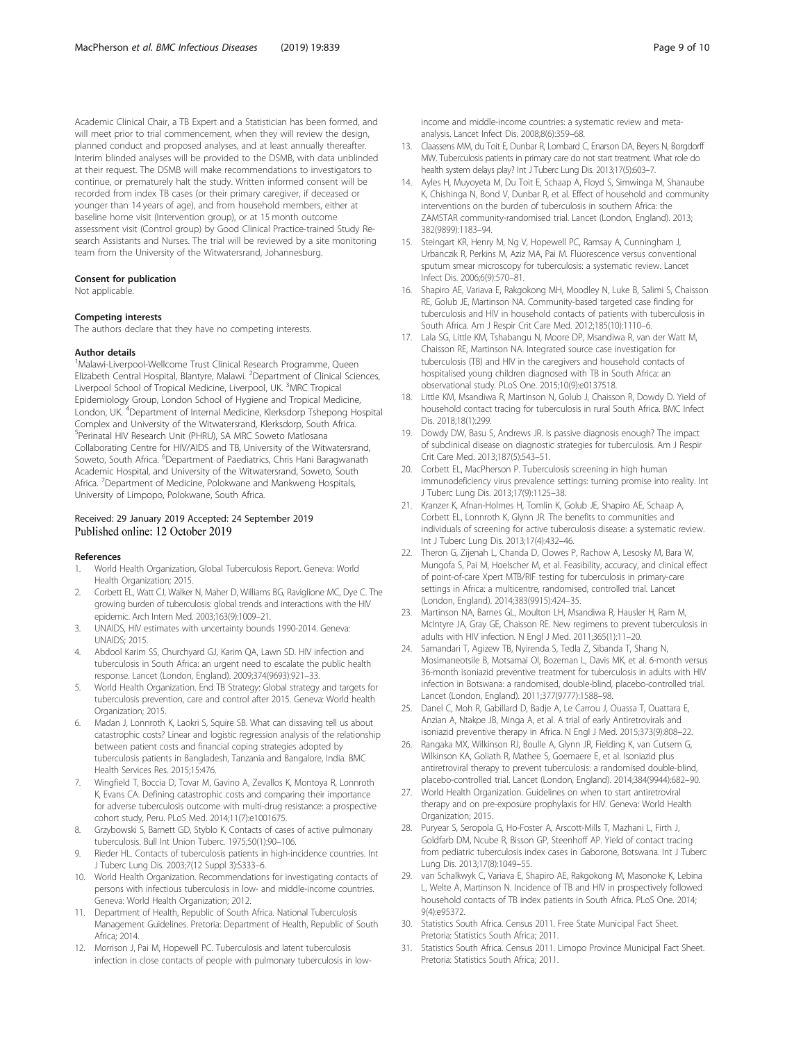Academic Clinical Chair, a TB Expert and a Statistician has been formed, and will meet prior to trial commencement, when they will review the design, planned conduct and proposed analyses, and at least annually thereafter. Interim blinded analyses will be provided to the DSMB, with data unblinded at their request. The DSMB will make recommendations to investigators to continue, or prematurely halt the study. Written informed consent will be recorded from index TB cases (or their primary caregiver, if deceased or younger than 14 years of age), and from household members, either at baseline home visit (Intervention group), or at 15 month outcome assessment visit (Control group) by Good Clinical Practice-trained Study Research Assistants and Nurses. The trial will be reviewed by a site monitoring team from the University of the Witwatersrand, Johannesburg.

### Consent for publication

Not applicable.

### Competing interests

The authors declare that they have no competing interests.

### Author details

[1]Malawi-Liverpool-Wellcome Trust Clinical Research Programme, Queen Elizabeth Central Hospital, Blantyre, Malawi. [2]Department of Clinical Sciences, Liverpool School of Tropical Medicine, Liverpool, UK. [3]MRC Tropical Epidemiology Group, London School of Hygiene and Tropical Medicine, London, UK. [4]Department of Internal Medicine, Klerksdorp Tshepong Hospital Complex and University of the Witwatersrand, Klerksdorp, South Africa. [5]Perinatal HIV Research Unit (PHRU), SA MRC Soweto Matlosana Collaborating Centre for HIV/AIDS and TB, University of the Witwatersrand, Soweto, South Africa. [6]Department of Paediatrics, Chris Hani Baragwanath Academic Hospital, and University of the Witwatersrand, Soweto, South Africa. [7]Department of Medicine, Polokwane and Mankweng Hospitals, University of Limpopo, Polokwane, South Africa.

Received: 29 January 2019 Accepted: 24 September 2019
Published online: 12 October 2019

### References

1. World Health Organization, Global Tuberculosis Report. Geneva: World Health Organization; 2015.
2. Corbett EL, Watt CJ, Walker N, Maher D, Williams BG, Raviglione MC, Dye C. The growing burden of tuberculosis: global trends and interactions with the HIV epidemic. Arch Intern Med. 2003;163(9):1009–21.
3. UNAIDS, HIV estimates with uncertainty bounds 1990-2014. Geneva: UNAIDS; 2015.
4. Abdool Karim SS, Churchyard GJ, Karim QA, Lawn SD. HIV infection and tuberculosis in South Africa: an urgent need to escalate the public health response. Lancet (London, England). 2009;374(9693):921–33.
5. World Health Organization. End TB Strategy: Global strategy and targets for tuberculosis prevention, care and control after 2015. Geneva: World health Organization; 2015.
6. Madan J, Lonnroth K, Laokri S, Squire SB. What can dissaving tell us about catastrophic costs? Linear and logistic regression analysis of the relationship between patient costs and financial coping strategies adopted by tuberculosis patients in Bangladesh, Tanzania and Bangalore, India. BMC Health Services Res. 2015;15:476.
7. Wingfield T, Boccia D, Tovar M, Gavino A, Zevallos K, Montoya R, Lonnroth K, Evans CA. Defining catastrophic costs and comparing their importance for adverse tuberculosis outcome with multi-drug resistance: a prospective cohort study, Peru. PLoS Med. 2014;11(7):e1001675.
8. Grzybowski S, Barnett GD, Styblo K. Contacts of cases of active pulmonary tuberculosis. Bull Int Union Tuberc. 1975;50(1):90–106.
9. Rieder HL. Contacts of tuberculosis patients in high-incidence countries. Int J Tuberc Lung Dis. 2003;7(12 Suppl 3):S333–6.
10. World Health Organization. Recommendations for investigating contacts of persons with infectious tuberculosis in low- and middle-income countries. Geneva: World Health Organization; 2012.
11. Department of Health, Republic of South Africa. National Tuberculosis Management Guidelines. Pretoria: Department of Health, Republic of South Africa; 2014.
12. Morrison J, Pai M, Hopewell PC. Tuberculosis and latent tuberculosis infection in close contacts of people with pulmonary tuberculosis in low-income and middle-income countries: a systematic review and meta-analysis. Lancet Infect Dis. 2008;8(6):359–68.
13. Claassens MM, du Toit E, Dunbar R, Lombard C, Enarson DA, Beyers N, Borgdorff MW. Tuberculosis patients in primary care do not start treatment. What role do health system delays play? Int J Tuberc Lung Dis. 2013;17(5):603–7.
14. Ayles H, Muyoyeta M, Du Toit E, Schaap A, Floyd S, Simwinga M, Shanaube K, Chishinga N, Bond V, Dunbar R, et al. Effect of household and community interventions on the burden of tuberculosis in southern Africa: the ZAMSTAR community-randomised trial. Lancet (London, England). 2013; 382(9899):1183–94.
15. Steingart KR, Henry M, Ng V, Hopewell PC, Ramsay A, Cunningham J, Urbanczik R, Perkins M, Aziz MA, Pai M. Fluorescence versus conventional sputum smear microscopy for tuberculosis: a systematic review. Lancet Infect Dis. 2006;6(9):570–81.
16. Shapiro AE, Variava E, Rakgokong MH, Moodley N, Luke B, Salimi S, Chaisson RE, Golub JE, Martinson NA. Community-based targeted case finding for tuberculosis and HIV in household contacts of patients with tuberculosis in South Africa. Am J Respir Crit Care Med. 2012;185(10):1110–6.
17. Lala SG, Little KM, Tshabangu N, Moore DP, Msandiwa R, van der Watt M, Chaisson RE, Martinson NA. Integrated source case investigation for tuberculosis (TB) and HIV in the caregivers and household contacts of hospitalised young children diagnosed with TB in South Africa: an observational study. PLoS One. 2015;10(9):e0137518.
18. Little KM, Msandiwa R, Martinson N, Golub J, Chaisson R, Dowdy D. Yield of household contact tracing for tuberculosis in rural South Africa. BMC Infect Dis. 2018;18(1):299.
19. Dowdy DW, Basu S, Andrews JR. Is passive diagnosis enough? The impact of subclinical disease on diagnostic strategies for tuberculosis. Am J Respir Crit Care Med. 2013;187(5):543–51.
20. Corbett EL, MacPherson P. Tuberculosis screening in high human immunodeficiency virus prevalence settings: turning promise into reality. Int J Tuberc Lung Dis. 2013;17(9):1125–38.
21. Kranzer K, Afnan-Holmes H, Tomlin K, Golub JE, Shapiro AE, Schaap A, Corbett EL, Lonnroth K, Glynn JR. The benefits to communities and individuals of screening for active tuberculosis disease: a systematic review. Int J Tuberc Lung Dis. 2013;17(4):432–46.
22. Theron G, Zijenah L, Chanda D, Clowes P, Rachow A, Lesosky M, Bara W, Mungofa S, Pai M, Hoelscher M, et al. Feasibility, accuracy, and clinical effect of point-of-care Xpert MTB/RIF testing for tuberculosis in primary-care settings in Africa: a multicentre, randomised, controlled trial. Lancet (London, England). 2014;383(9915):424–35.
23. Martinson NA, Barnes GL, Moulton LH, Msandiwa R, Hausler H, Ram M, McIntyre JA, Gray GE, Chaisson RE. New regimens to prevent tuberculosis in adults with HIV infection. N Engl J Med. 2011;365(1):11–20.
24. Samandari T, Agizew TB, Nyirenda S, Tedla Z, Sibanda T, Shang N, Mosimaneotsile B, Motsamai OI, Bozeman L, Davis MK, et al. 6-month versus 36-month isoniazid preventive treatment for tuberculosis in adults with HIV infection in Botswana: a randomised, double-blind, placebo-controlled trial. Lancet (London, England). 2011;377(9777):1588–98.
25. Danel C, Moh R, Gabillard D, Badje A, Le Carrou J, Ouassa T, Ouattara E, Anzian A, Ntakpe JB, Minga A, et al. A trial of early Antiretrovirals and isoniazid preventive therapy in Africa. N Engl J Med. 2015;373(9):808–22.
26. Rangaka MX, Wilkinson RJ, Boulle A, Glynn JR, Fielding K, van Cutsem G, Wilkinson KA, Goliath R, Mathee S, Goemaere E, et al. Isoniazid plus antiretroviral therapy to prevent tuberculosis: a randomised double-blind, placebo-controlled trial. Lancet (London, England). 2014;384(9944):682–90.
27. World Health Organization. Guidelines on when to start antiretroviral therapy and on pre-exposure prophylaxis for HIV. Geneva: World Health Organization; 2015.
28. Puryear S, Seropola G, Ho-Foster A, Arscott-Mills T, Mazhani L, Firth J, Goldfarb DM, Ncube R, Bisson GP, Steenhoff AP. Yield of contact tracing from pediatric tuberculosis index cases in Gaborone, Botswana. Int J Tuberc Lung Dis. 2013;17(8):1049–55.
29. van Schalkwyk C, Variava E, Shapiro AE, Rakgokong M, Masonoke K, Lebina L, Welte A, Martinson N. Incidence of TB and HIV in prospectively followed household contacts of TB index patients in South Africa. PLoS One. 2014; 9(4):e95372.
30. Statistics South Africa. Census 2011. Free State Municipal Fact Sheet. Pretoria: Statistics South Africa; 2011.
31. Statistics South Africa. Census 2011. Limopo Province Municipal Fact Sheet. Pretoria: Statistics South Africa; 2011.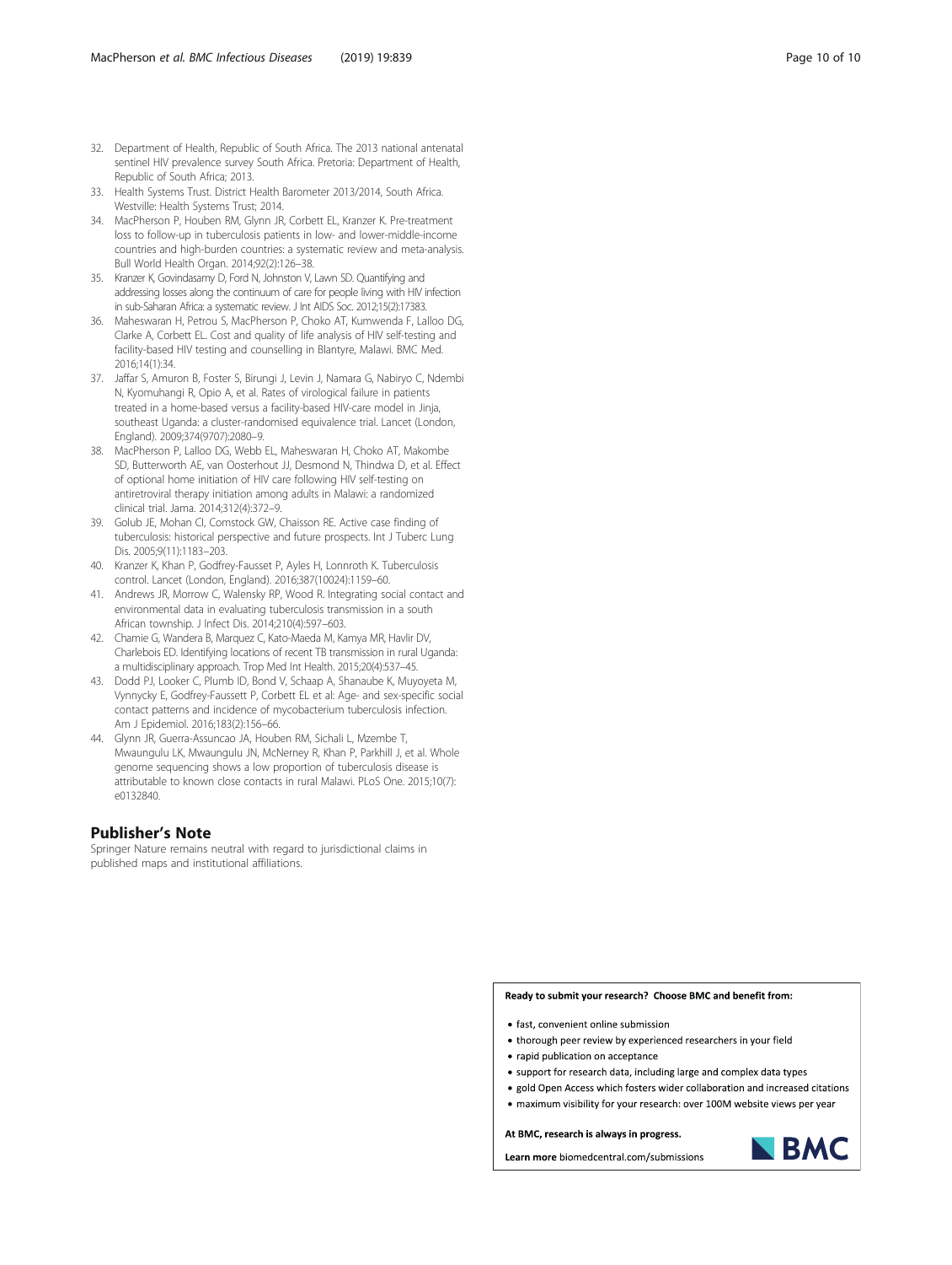32. Department of Health, Republic of South Africa. The 2013 national antenatal sentinel HIV prevalence survey South Africa. Pretoria: Department of Health, Republic of South Africa; 2013.
33. Health Systems Trust. District Health Barometer 2013/2014, South Africa. Westville: Health Systems Trust; 2014.
34. MacPherson P, Houben RM, Glynn JR, Corbett EL, Kranzer K. Pre-treatment loss to follow-up in tuberculosis patients in low- and lower-middle-income countries and high-burden countries: a systematic review and meta-analysis. Bull World Health Organ. 2014;92(2):126–38.
35. Kranzer K, Govindasamy D, Ford N, Johnston V, Lawn SD. Quantifying and addressing losses along the continuum of care for people living with HIV infection in sub-Saharan Africa: a systematic review. J Int AIDS Soc. 2012;15(2):17383.
36. Maheswaran H, Petrou S, MacPherson P, Choko AT, Kumwenda F, Lalloo DG, Clarke A, Corbett EL. Cost and quality of life analysis of HIV self-testing and facility-based HIV testing and counselling in Blantyre, Malawi. BMC Med. 2016;14(1):34.
37. Jaffar S, Amuron B, Foster S, Birungi J, Levin J, Namara G, Nabiryo C, Ndembi N, Kyomuhangi R, Opio A, et al. Rates of virological failure in patients treated in a home-based versus a facility-based HIV-care model in Jinja, southeast Uganda: a cluster-randomised equivalence trial. Lancet (London, England). 2009;374(9707):2080–9.
38. MacPherson P, Lalloo DG, Webb EL, Maheswaran H, Choko AT, Makombe SD, Butterworth AE, van Oosterhout JJ, Desmond N, Thindwa D, et al. Effect of optional home initiation of HIV care following HIV self-testing on antiretroviral therapy initiation among adults in Malawi: a randomized clinical trial. Jama. 2014;312(4):372–9.
39. Golub JE, Mohan CI, Comstock GW, Chaisson RE. Active case finding of tuberculosis: historical perspective and future prospects. Int J Tuberc Lung Dis. 2005;9(11):1183–203.
40. Kranzer K, Khan P, Godfrey-Fausset P, Ayles H, Lonnroth K. Tuberculosis control. Lancet (London, England). 2016;387(10024):1159–60.
41. Andrews JR, Morrow C, Walensky RP, Wood R. Integrating social contact and environmental data in evaluating tuberculosis transmission in a south African township. J Infect Dis. 2014;210(4):597–603.
42. Chamie G, Wandera B, Marquez C, Kato-Maeda M, Kamya MR, Havlir DV, Charlebois ED. Identifying locations of recent TB transmission in rural Uganda: a multidisciplinary approach. Trop Med Int Health. 2015;20(4):537–45.
43. Dodd PJ, Looker C, Plumb ID, Bond V, Schaap A, Shanaube K, Muyoyeta M, Vynnycky E, Godfrey-Faussett P, Corbett EL et al: Age- and sex-specific social contact patterns and incidence of mycobacterium tuberculosis infection. Am J Epidemiol. 2016;183(2):156–66.
44. Glynn JR, Guerra-Assuncao JA, Houben RM, Sichali L, Mzembe T, Mwaungulu LK, Mwaungulu JN, McNerney R, Khan P, Parkhill J, et al. Whole genome sequencing shows a low proportion of tuberculosis disease is attributable to known close contacts in rural Malawi. PLoS One. 2015;10(7): e0132840.

## Publisher's Note

Springer Nature remains neutral with regard to jurisdictional claims in published maps and institutional affiliations.

**Ready to submit your research? Choose BMC and benefit from:**

- fast, convenient online submission
- thorough peer review by experienced researchers in your field
- rapid publication on acceptance
- support for research data, including large and complex data types
- gold Open Access which fosters wider collaboration and increased citations
- maximum visibility for your research: over 100M website views per year

**At BMC, research is always in progress.**

**Learn more** biomedcentral.com/submissions

BMC